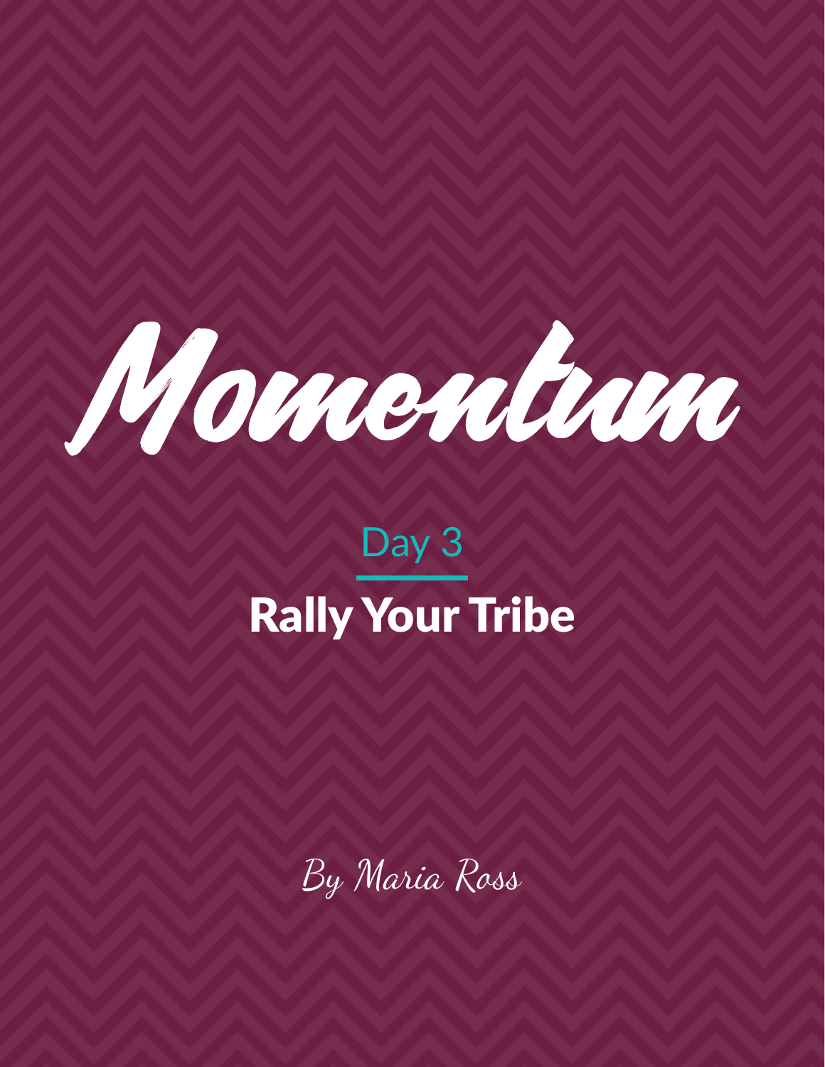# Momentum

## Day 3

## Rally Your Tribe

*By Maria Ross*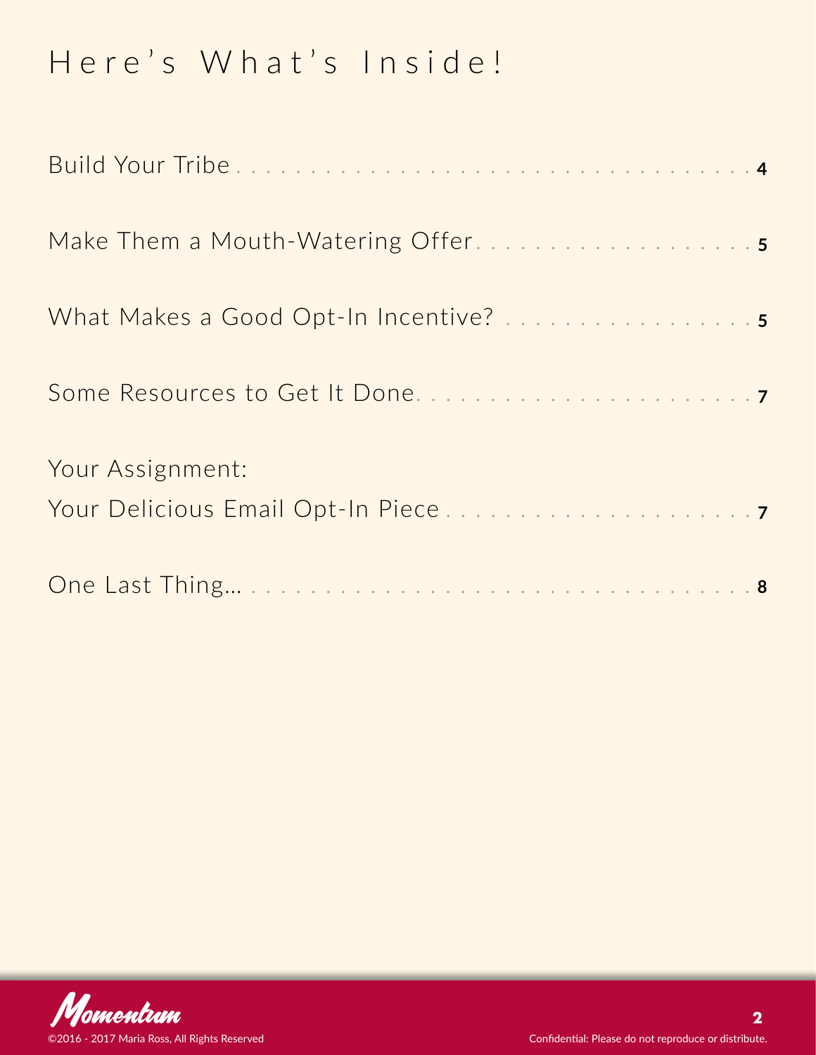# Here's What's Inside!

Build Your Tribe . . . . . . . . . . . . . . . . . . . . . . . . . . . . . . . . . 4

Make Them a Mouth-Watering Offer . . . . . . . . . . . . . . . . . . . 5

What Makes a Good Opt-In Incentive? . . . . . . . . . . . . . . . . . 5

Some Resources to Get It Done . . . . . . . . . . . . . . . . . . . . . . . 7

Your Assignment:
Your Delicious Email Opt-In Piece . . . . . . . . . . . . . . . . . . . . . 7

One Last Thing... . . . . . . . . . . . . . . . . . . . . . . . . . . . . . . . . 8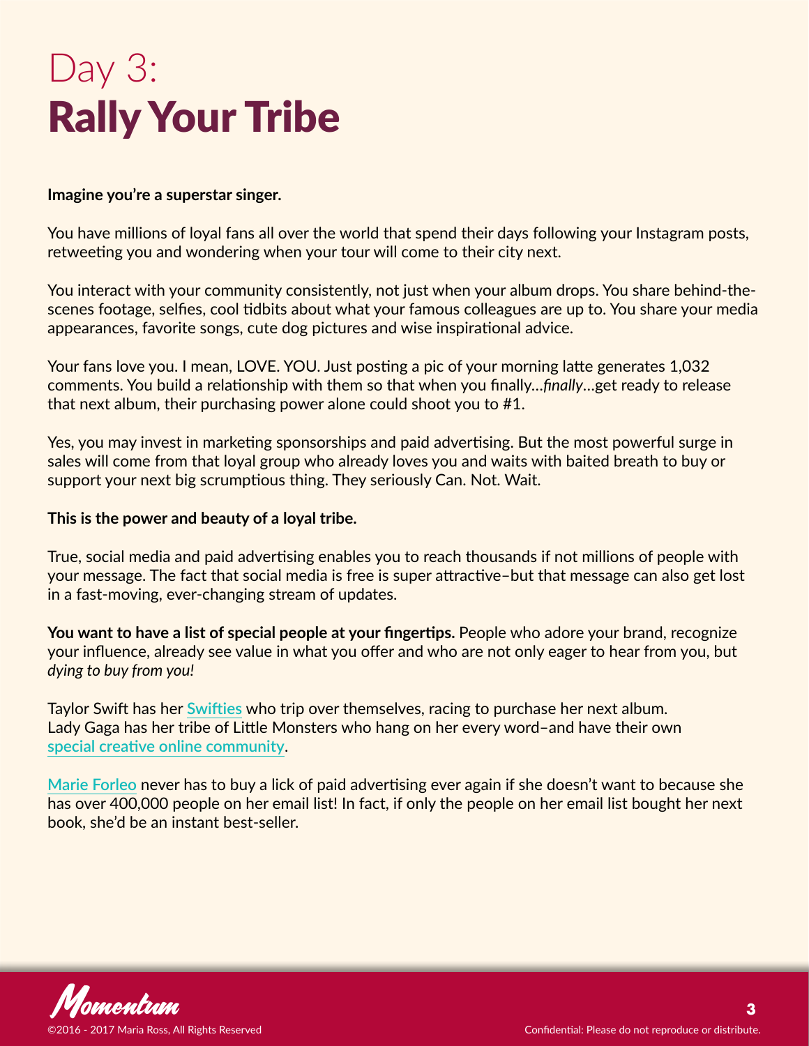# Day 3:
# Rally Your Tribe

**Imagine you're a superstar singer.**

You have millions of loyal fans all over the world that spend their days following your Instagram posts, retweeting you and wondering when your tour will come to their city next.

You interact with your community consistently, not just when your album drops. You share behind-the-scenes footage, selfies, cool tidbits about what your famous colleagues are up to. You share your media appearances, favorite songs, cute dog pictures and wise inspirational advice.

Your fans love you. I mean, LOVE. YOU. Just posting a pic of your morning latte generates 1,032 comments. You build a relationship with them so that when you finally…*finally*…get ready to release that next album, their purchasing power alone could shoot you to #1.

Yes, you may invest in marketing sponsorships and paid advertising. But the most powerful surge in sales will come from that loyal group who already loves you and waits with baited breath to buy or support your next big scrumptious thing. They seriously Can. Not. Wait.

**This is the power and beauty of a loyal tribe.**

True, social media and paid advertising enables you to reach thousands if not millions of people with your message. The fact that social media is free is super attractive–but that message can also get lost in a fast-moving, ever-changing stream of updates.

**You want to have a list of special people at your fingertips.** People who adore your brand, recognize your influence, already see value in what you offer and who are not only eager to hear from you, but *dying to buy from you!*

Taylor Swift has her Swifties who trip over themselves, racing to purchase her next album. Lady Gaga has her tribe of Little Monsters who hang on her every word–and have their own special creative online community.

Marie Forleo never has to buy a lick of paid advertising ever again if she doesn't want to because she has over 400,000 people on her email list! In fact, if only the people on her email list bought her next book, she'd be an instant best-seller.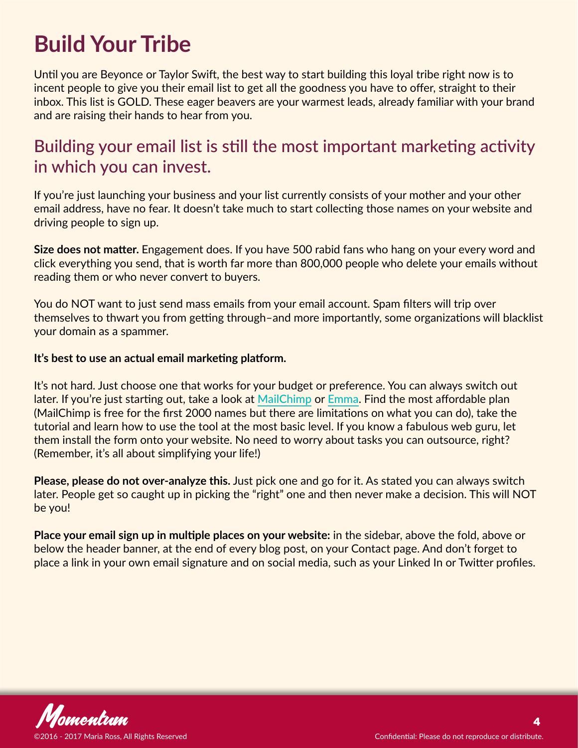# Build Your Tribe

Until you are Beyonce or Taylor Swift, the best way to start building this loyal tribe right now is to incent people to give you their email list to get all the goodness you have to offer, straight to their inbox. This list is GOLD. These eager beavers are your warmest leads, already familiar with your brand and are raising their hands to hear from you.

## Building your email list is still the most important marketing activity in which you can invest.

If you're just launching your business and your list currently consists of your mother and your other email address, have no fear. It doesn't take much to start collecting those names on your website and driving people to sign up.

**Size does not matter.** Engagement does. If you have 500 rabid fans who hang on your every word and click everything you send, that is worth far more than 800,000 people who delete your emails without reading them or who never convert to buyers.

You do NOT want to just send mass emails from your email account. Spam filters will trip over themselves to thwart you from getting through–and more importantly, some organizations will blacklist your domain as a spammer.

**It's best to use an actual email marketing platform.**

It's not hard. Just choose one that works for your budget or preference. You can always switch out later. If you're just starting out, take a look at MailChimp or Emma. Find the most affordable plan (MailChimp is free for the first 2000 names but there are limitations on what you can do), take the tutorial and learn how to use the tool at the most basic level. If you know a fabulous web guru, let them install the form onto your website. No need to worry about tasks you can outsource, right? (Remember, it's all about simplifying your life!)

**Please, please do not over-analyze this.** Just pick one and go for it. As stated you can always switch later. People get so caught up in picking the "right" one and then never make a decision. This will NOT be you!

**Place your email sign up in multiple places on your website:** in the sidebar, above the fold, above or below the header banner, at the end of every blog post, on your Contact page. And don't forget to place a link in your own email signature and on social media, such as your Linked In or Twitter profiles.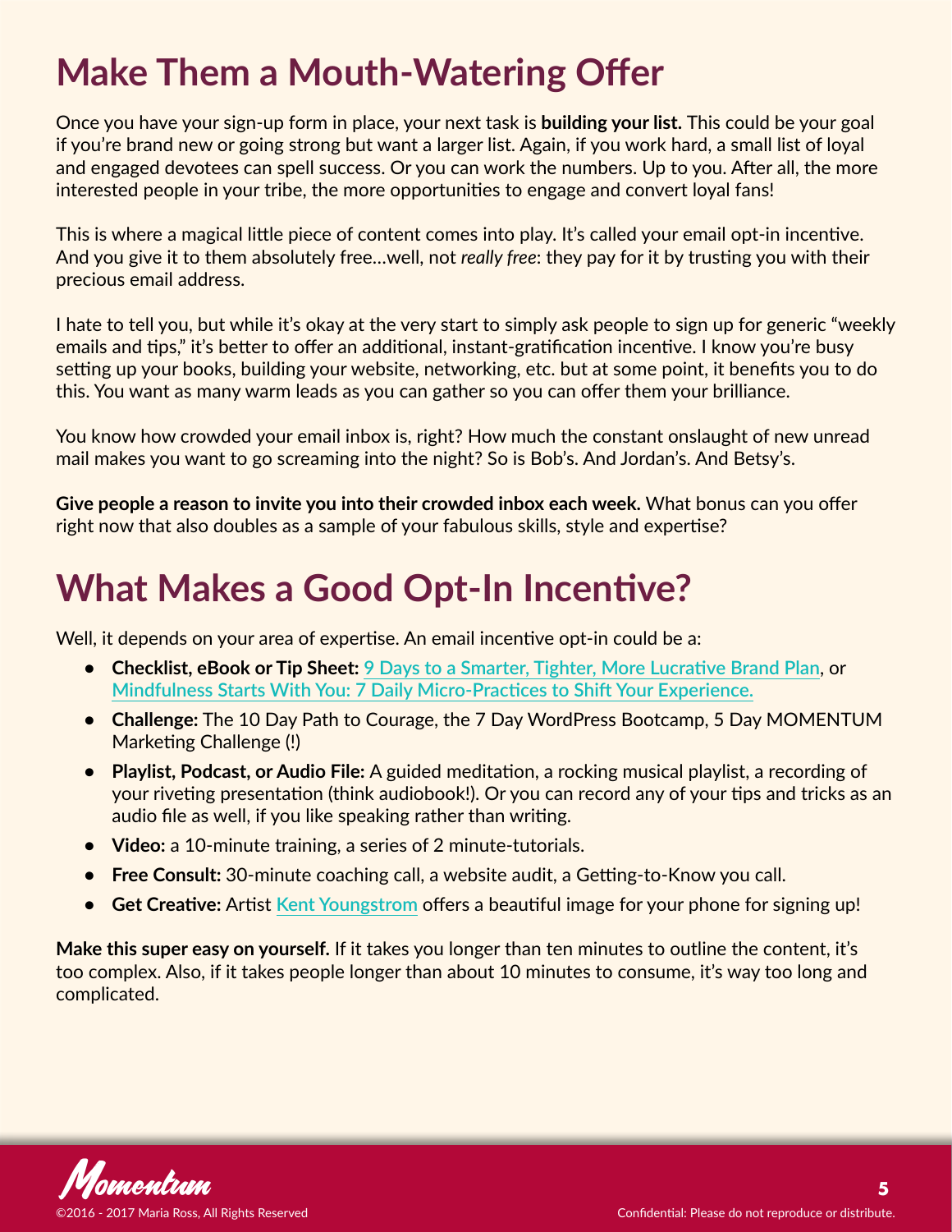# Make Them a Mouth-Watering Offer

Once you have your sign-up form in place, your next task is **building your list.** This could be your goal if you're brand new or going strong but want a larger list. Again, if you work hard, a small list of loyal and engaged devotees can spell success. Or you can work the numbers. Up to you. After all, the more interested people in your tribe, the more opportunities to engage and convert loyal fans!

This is where a magical little piece of content comes into play. It's called your email opt-in incentive. And you give it to them absolutely free…well, not *really free*: they pay for it by trusting you with their precious email address.

I hate to tell you, but while it's okay at the very start to simply ask people to sign up for generic "weekly emails and tips," it's better to offer an additional, instant-gratification incentive. I know you're busy setting up your books, building your website, networking, etc. but at some point, it benefits you to do this. You want as many warm leads as you can gather so you can offer them your brilliance.

You know how crowded your email inbox is, right? How much the constant onslaught of new unread mail makes you want to go screaming into the night? So is Bob's. And Jordan's. And Betsy's.

**Give people a reason to invite you into their crowded inbox each week.** What bonus can you offer right now that also doubles as a sample of your fabulous skills, style and expertise?

# What Makes a Good Opt-In Incentive?

Well, it depends on your area of expertise. An email incentive opt-in could be a:

- **Checklist, eBook or Tip Sheet:** 9 Days to a Smarter, Tighter, More Lucrative Brand Plan, or Mindfulness Starts With You: 7 Daily Micro-Practices to Shift Your Experience.
- **Challenge:** The 10 Day Path to Courage, the 7 Day WordPress Bootcamp, 5 Day MOMENTUM Marketing Challenge (!)
- **Playlist, Podcast, or Audio File:** A guided meditation, a rocking musical playlist, a recording of your riveting presentation (think audiobook!). Or you can record any of your tips and tricks as an audio file as well, if you like speaking rather than writing.
- **Video:** a 10-minute training, a series of 2 minute-tutorials.
- **Free Consult:** 30-minute coaching call, a website audit, a Getting-to-Know you call.
- **Get Creative:** Artist Kent Youngstrom offers a beautiful image for your phone for signing up!

**Make this super easy on yourself.** If it takes you longer than ten minutes to outline the content, it's too complex. Also, if it takes people longer than about 10 minutes to consume, it's way too long and complicated.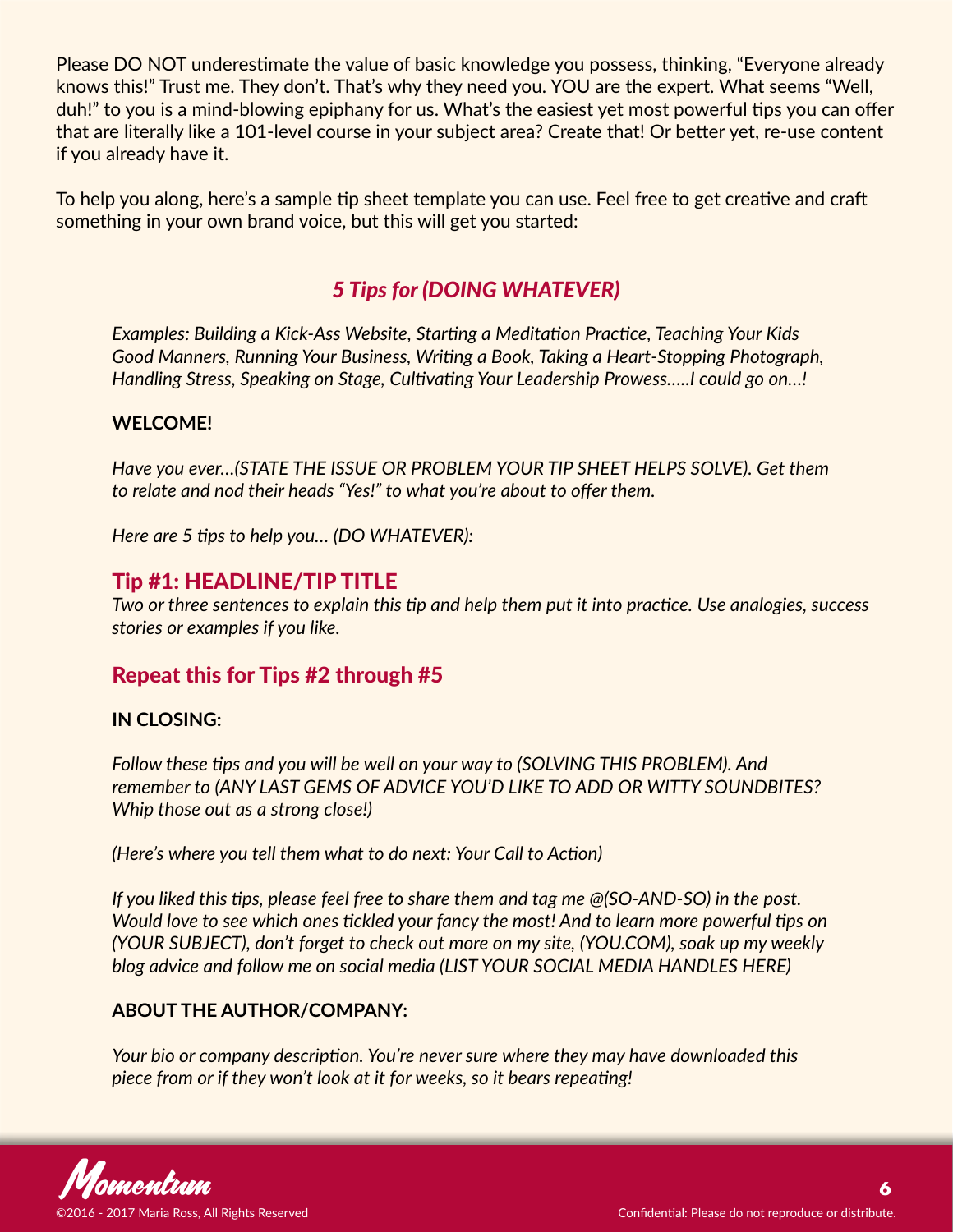Please DO NOT underestimate the value of basic knowledge you possess, thinking, "Everyone already knows this!" Trust me. They don't. That's why they need you. YOU are the expert. What seems "Well, duh!" to you is a mind-blowing epiphany for us. What's the easiest yet most powerful tips you can offer that are literally like a 101-level course in your subject area? Create that! Or better yet, re-use content if you already have it.

To help you along, here's a sample tip sheet template you can use. Feel free to get creative and craft something in your own brand voice, but this will get you started:

## *5 Tips for (DOING WHATEVER)*

*Examples: Building a Kick-Ass Website, Starting a Meditation Practice, Teaching Your Kids Good Manners, Running Your Business, Writing a Book, Taking a Heart-Stopping Photograph, Handling Stress, Speaking on Stage, Cultivating Your Leadership Prowess…..I could go on…!*

**WELCOME!**

*Have you ever…(STATE THE ISSUE OR PROBLEM YOUR TIP SHEET HELPS SOLVE). Get them to relate and nod their heads "Yes!" to what you're about to offer them.*

*Here are 5 tips to help you… (DO WHATEVER):*

### Tip #1: HEADLINE/TIP TITLE

*Two or three sentences to explain this tip and help them put it into practice. Use analogies, success stories or examples if you like.*

### Repeat this for Tips #2 through #5

**IN CLOSING:**

*Follow these tips and you will be well on your way to (SOLVING THIS PROBLEM). And remember to (ANY LAST GEMS OF ADVICE YOU'D LIKE TO ADD OR WITTY SOUNDBITES? Whip those out as a strong close!)*

*(Here's where you tell them what to do next: Your Call to Action)*

*If you liked this tips, please feel free to share them and tag me @(SO-AND-SO) in the post. Would love to see which ones tickled your fancy the most! And to learn more powerful tips on (YOUR SUBJECT), don't forget to check out more on my site, (YOU.COM), soak up my weekly blog advice and follow me on social media (LIST YOUR SOCIAL MEDIA HANDLES HERE)*

**ABOUT THE AUTHOR/COMPANY:**

*Your bio or company description. You're never sure where they may have downloaded this piece from or if they won't look at it for weeks, so it bears repeating!*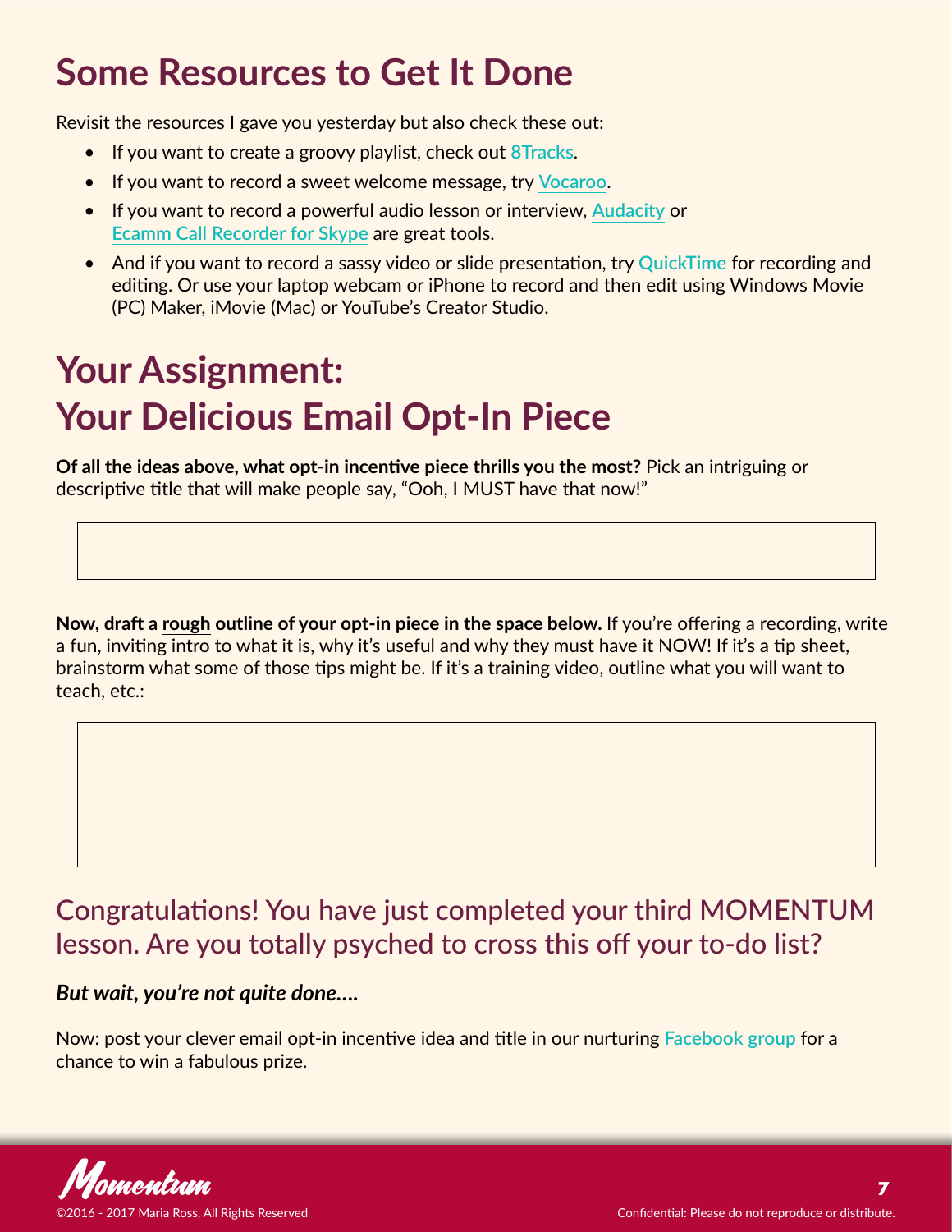## Some Resources to Get It Done

Revisit the resources I gave you yesterday but also check these out:

- If you want to create a groovy playlist, check out 8Tracks.
- If you want to record a sweet welcome message, try Vocaroo.
- If you want to record a powerful audio lesson or interview, Audacity or Ecamm Call Recorder for Skype are great tools.
- And if you want to record a sassy video or slide presentation, try QuickTime for recording and editing. Or use your laptop webcam or iPhone to record and then edit using Windows Movie (PC) Maker, iMovie (Mac) or YouTube's Creator Studio.

## Your Assignment: Your Delicious Email Opt-In Piece

**Of all the ideas above, what opt-in incentive piece thrills you the most?** Pick an intriguing or descriptive title that will make people say, "Ooh, I MUST have that now!"

**Now, draft a rough outline of your opt-in piece in the space below.** If you're offering a recording, write a fun, inviting intro to what it is, why it's useful and why they must have it NOW! If it's a tip sheet, brainstorm what some of those tips might be. If it's a training video, outline what you will want to teach, etc.:

### Congratulations! You have just completed your third MOMENTUM lesson. Are you totally psyched to cross this off your to-do list?

***But wait, you're not quite done….***

Now: post your clever email opt-in incentive idea and title in our nurturing Facebook group for a chance to win a fabulous prize.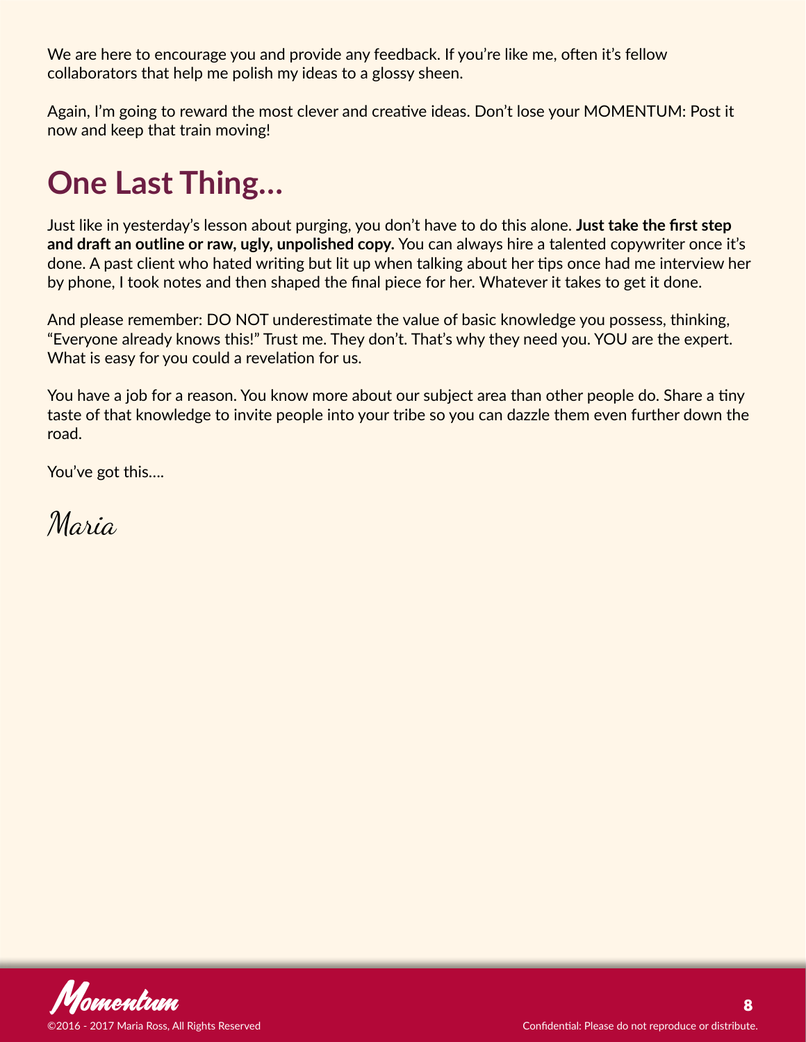We are here to encourage you and provide any feedback. If you're like me, often it's fellow collaborators that help me polish my ideas to a glossy sheen.

Again, I'm going to reward the most clever and creative ideas. Don't lose your MOMENTUM: Post it now and keep that train moving!

# One Last Thing…

Just like in yesterday's lesson about purging, you don't have to do this alone. **Just take the first step and draft an outline or raw, ugly, unpolished copy.** You can always hire a talented copywriter once it's done. A past client who hated writing but lit up when talking about her tips once had me interview her by phone, I took notes and then shaped the final piece for her. Whatever it takes to get it done.

And please remember: DO NOT underestimate the value of basic knowledge you possess, thinking, "Everyone already knows this!" Trust me. They don't. That's why they need you. YOU are the expert. What is easy for you could a revelation for us.

You have a job for a reason. You know more about our subject area than other people do. Share a tiny taste of that knowledge to invite people into your tribe so you can dazzle them even further down the road.

You've got this….

Maria